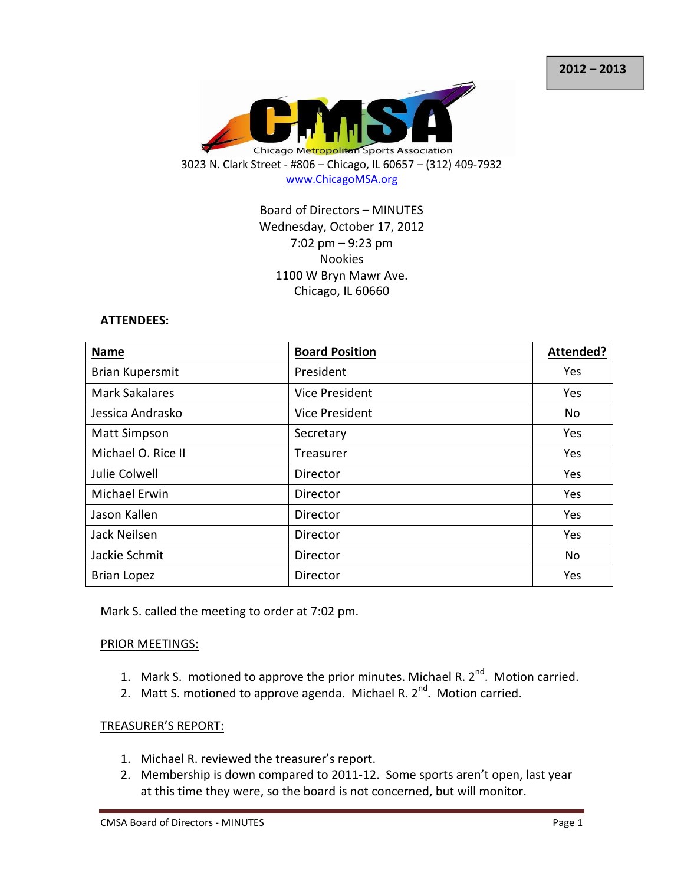**2012 – 2013**

Chicago Metropolitan Sports Association

3023 N. Clark Street - #806 – Chicago, IL 60657 – (312) 409-7932

www.ChicagoMSA.org

Board of Directors – MINUTES
Wednesday, October 17, 2012
7:02 pm – 9:23 pm
Nookies
1100 W Bryn Mawr Ave.
Chicago, IL 60660

**ATTENDEES:**

| Name | Board Position | Attended? |
|---|---|---|
| Brian Kupersmit | President | Yes |
| Mark Sakalares | Vice President | Yes |
| Jessica Andrasko | Vice President | No |
| Matt Simpson | Secretary | Yes |
| Michael O. Rice II | Treasurer | Yes |
| Julie Colwell | Director | Yes |
| Michael Erwin | Director | Yes |
| Jason Kallen | Director | Yes |
| Jack Neilsen | Director | Yes |
| Jackie Schmit | Director | No |
| Brian Lopez | Director | Yes |

Mark S. called the meeting to order at 7:02 pm.

PRIOR MEETINGS:

1. Mark S. motioned to approve the prior minutes. Michael R. 2nd. Motion carried.
2. Matt S. motioned to approve agenda. Michael R. 2nd. Motion carried.

TREASURER'S REPORT:

1. Michael R. reviewed the treasurer's report.
2. Membership is down compared to 2011-12. Some sports aren't open, last year at this time they were, so the board is not concerned, but will monitor.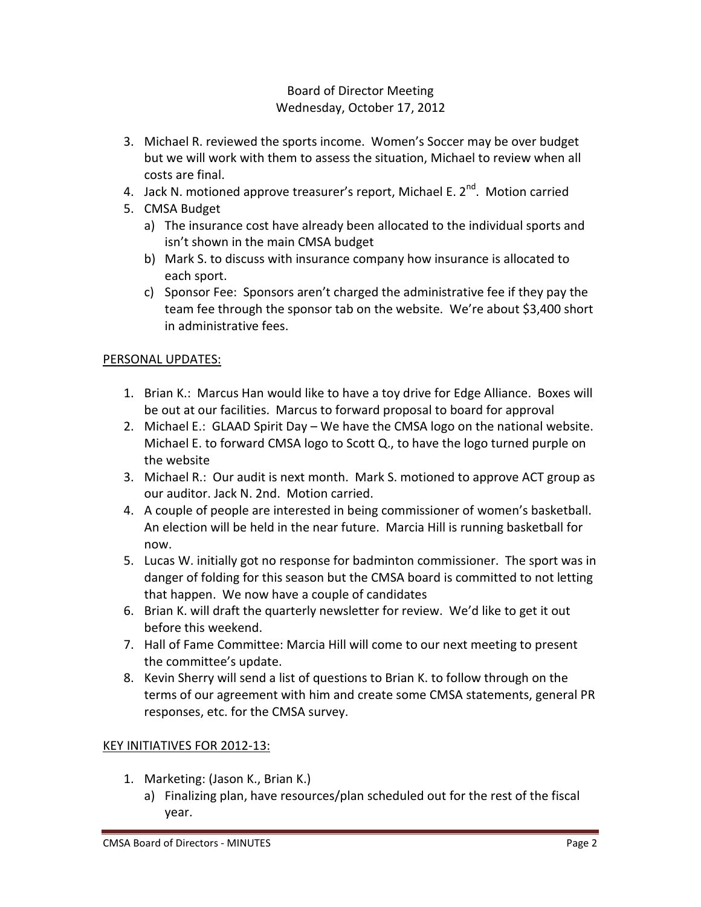Board of Director Meeting
Wednesday, October 17, 2012

3. Michael R. reviewed the sports income. Women's Soccer may be over budget but we will work with them to assess the situation, Michael to review when all costs are final.
4. Jack N. motioned approve treasurer's report, Michael E. 2nd. Motion carried
5. CMSA Budget
   a) The insurance cost have already been allocated to the individual sports and isn't shown in the main CMSA budget
   b) Mark S. to discuss with insurance company how insurance is allocated to each sport.
   c) Sponsor Fee: Sponsors aren't charged the administrative fee if they pay the team fee through the sponsor tab on the website. We're about $3,400 short in administrative fees.

PERSONAL UPDATES:

1. Brian K.: Marcus Han would like to have a toy drive for Edge Alliance. Boxes will be out at our facilities. Marcus to forward proposal to board for approval
2. Michael E.: GLAAD Spirit Day – We have the CMSA logo on the national website. Michael E. to forward CMSA logo to Scott Q., to have the logo turned purple on the website
3. Michael R.: Our audit is next month. Mark S. motioned to approve ACT group as our auditor. Jack N. 2nd. Motion carried.
4. A couple of people are interested in being commissioner of women's basketball. An election will be held in the near future. Marcia Hill is running basketball for now.
5. Lucas W. initially got no response for badminton commissioner. The sport was in danger of folding for this season but the CMSA board is committed to not letting that happen. We now have a couple of candidates
6. Brian K. will draft the quarterly newsletter for review. We'd like to get it out before this weekend.
7. Hall of Fame Committee: Marcia Hill will come to our next meeting to present the committee's update.
8. Kevin Sherry will send a list of questions to Brian K. to follow through on the terms of our agreement with him and create some CMSA statements, general PR responses, etc. for the CMSA survey.

KEY INITIATIVES FOR 2012-13:

1. Marketing: (Jason K., Brian K.)
   a) Finalizing plan, have resources/plan scheduled out for the rest of the fiscal year.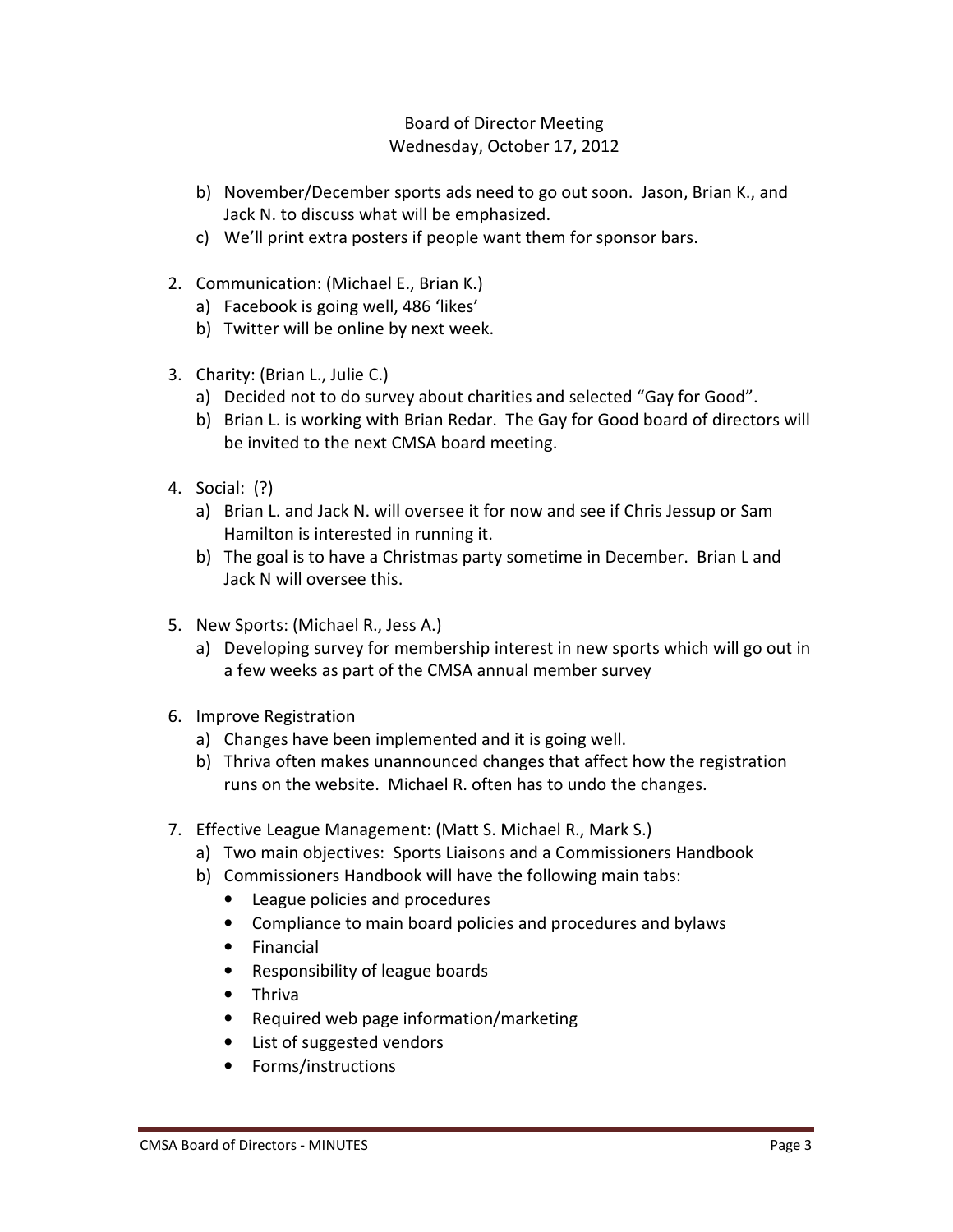Board of Director Meeting
Wednesday, October 17, 2012

b) November/December sports ads need to go out soon. Jason, Brian K., and Jack N. to discuss what will be emphasized.
c) We'll print extra posters if people want them for sponsor bars.

2. Communication: (Michael E., Brian K.)
   a) Facebook is going well, 486 'likes'
   b) Twitter will be online by next week.

3. Charity: (Brian L., Julie C.)
   a) Decided not to do survey about charities and selected "Gay for Good".
   b) Brian L. is working with Brian Redar. The Gay for Good board of directors will be invited to the next CMSA board meeting.

4. Social: (?)
   a) Brian L. and Jack N. will oversee it for now and see if Chris Jessup or Sam Hamilton is interested in running it.
   b) The goal is to have a Christmas party sometime in December. Brian L and Jack N will oversee this.

5. New Sports: (Michael R., Jess A.)
   a) Developing survey for membership interest in new sports which will go out in a few weeks as part of the CMSA annual member survey

6. Improve Registration
   a) Changes have been implemented and it is going well.
   b) Thriva often makes unannounced changes that affect how the registration runs on the website. Michael R. often has to undo the changes.

7. Effective League Management: (Matt S. Michael R., Mark S.)
   a) Two main objectives: Sports Liaisons and a Commissioners Handbook
   b) Commissioners Handbook will have the following main tabs:
      - League policies and procedures
      - Compliance to main board policies and procedures and bylaws
      - Financial
      - Responsibility of league boards
      - Thriva
      - Required web page information/marketing
      - List of suggested vendors
      - Forms/instructions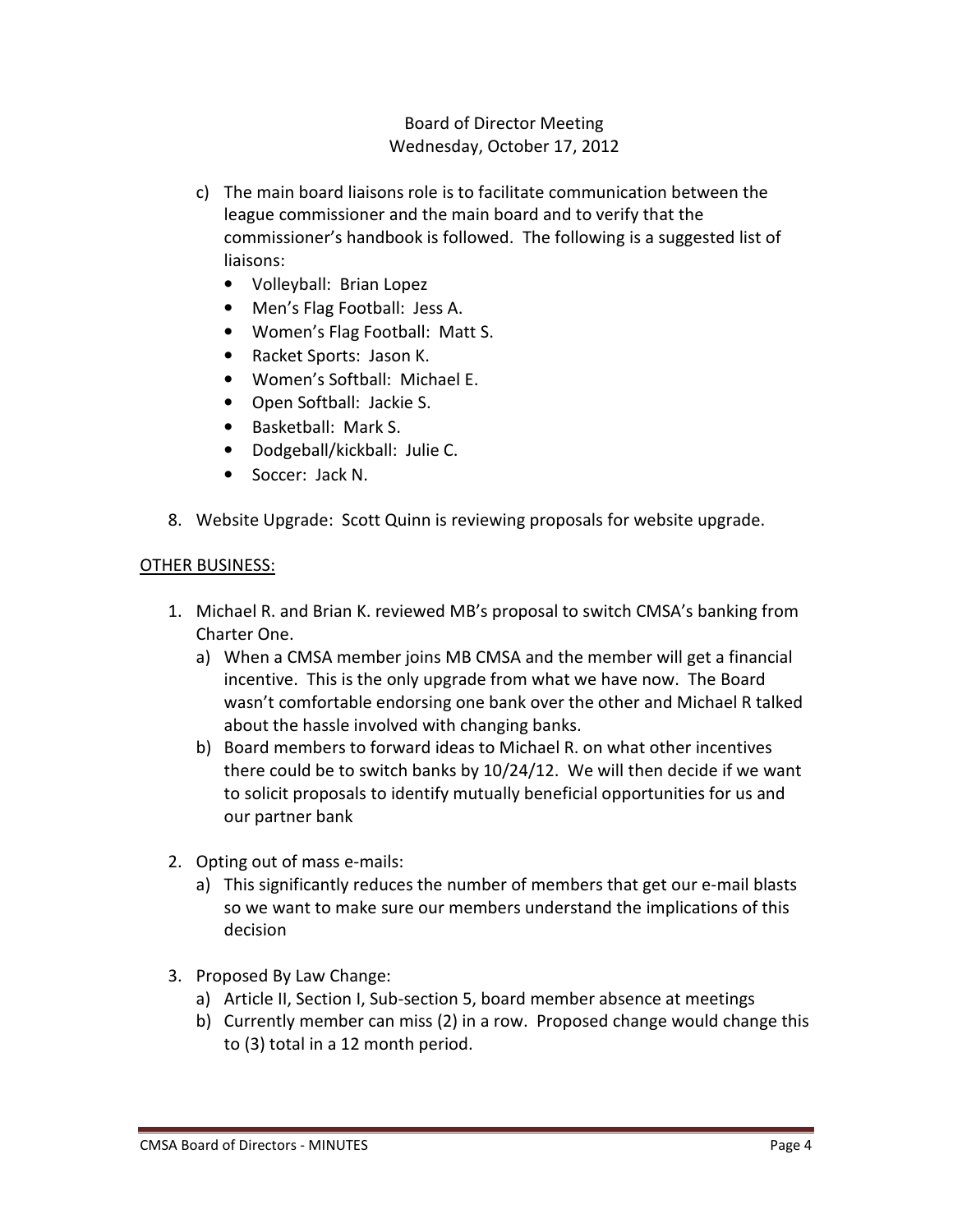Board of Director Meeting
Wednesday, October 17, 2012

c) The main board liaisons role is to facilitate communication between the league commissioner and the main board and to verify that the commissioner's handbook is followed. The following is a suggested list of liaisons:
   - Volleyball: Brian Lopez
   - Men's Flag Football: Jess A.
   - Women's Flag Football: Matt S.
   - Racket Sports: Jason K.
   - Women's Softball: Michael E.
   - Open Softball: Jackie S.
   - Basketball: Mark S.
   - Dodgeball/kickball: Julie C.
   - Soccer: Jack N.

8. Website Upgrade: Scott Quinn is reviewing proposals for website upgrade.

<u>OTHER BUSINESS:</u>

1. Michael R. and Brian K. reviewed MB's proposal to switch CMSA's banking from Charter One.
   a) When a CMSA member joins MB CMSA and the member will get a financial incentive. This is the only upgrade from what we have now. The Board wasn't comfortable endorsing one bank over the other and Michael R talked about the hassle involved with changing banks.
   b) Board members to forward ideas to Michael R. on what other incentives there could be to switch banks by 10/24/12. We will then decide if we want to solicit proposals to identify mutually beneficial opportunities for us and our partner bank

2. Opting out of mass e-mails:
   a) This significantly reduces the number of members that get our e-mail blasts so we want to make sure our members understand the implications of this decision

3. Proposed By Law Change:
   a) Article II, Section I, Sub-section 5, board member absence at meetings
   b) Currently member can miss (2) in a row. Proposed change would change this to (3) total in a 12 month period.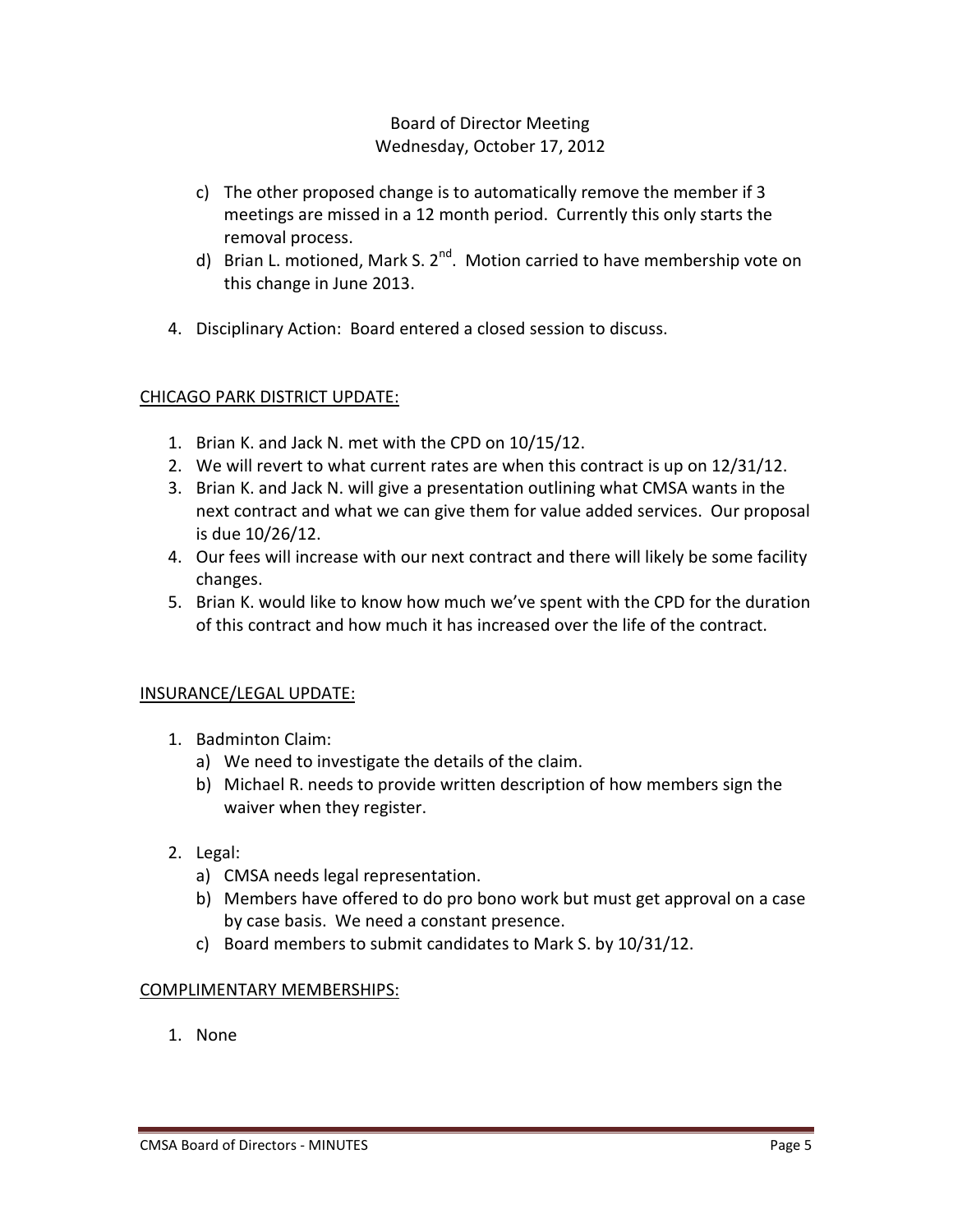Board of Director Meeting
Wednesday, October 17, 2012

c) The other proposed change is to automatically remove the member if 3 meetings are missed in a 12 month period. Currently this only starts the removal process.
d) Brian L. motioned, Mark S. 2nd. Motion carried to have membership vote on this change in June 2013.

4. Disciplinary Action: Board entered a closed session to discuss.

## CHICAGO PARK DISTRICT UPDATE:

1. Brian K. and Jack N. met with the CPD on 10/15/12.
2. We will revert to what current rates are when this contract is up on 12/31/12.
3. Brian K. and Jack N. will give a presentation outlining what CMSA wants in the next contract and what we can give them for value added services. Our proposal is due 10/26/12.
4. Our fees will increase with our next contract and there will likely be some facility changes.
5. Brian K. would like to know how much we've spent with the CPD for the duration of this contract and how much it has increased over the life of the contract.

## INSURANCE/LEGAL UPDATE:

1. Badminton Claim:
   a) We need to investigate the details of the claim.
   b) Michael R. needs to provide written description of how members sign the waiver when they register.

2. Legal:
   a) CMSA needs legal representation.
   b) Members have offered to do pro bono work but must get approval on a case by case basis. We need a constant presence.
   c) Board members to submit candidates to Mark S. by 10/31/12.

## COMPLIMENTARY MEMBERSHIPS:

1. None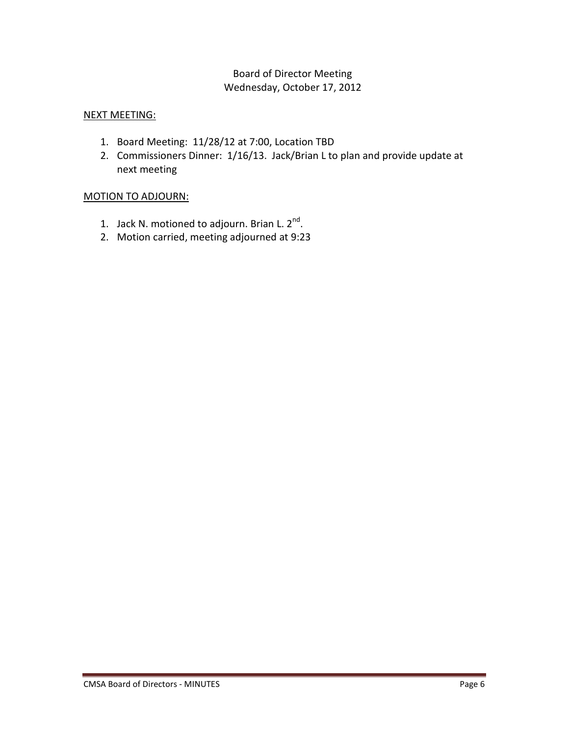Board of Director Meeting
Wednesday, October 17, 2012

NEXT MEETING:

1. Board Meeting: 11/28/12 at 7:00, Location TBD
2. Commissioners Dinner: 1/16/13. Jack/Brian L to plan and provide update at next meeting

MOTION TO ADJOURN:

1. Jack N. motioned to adjourn. Brian L. 2nd.
2. Motion carried, meeting adjourned at 9:23